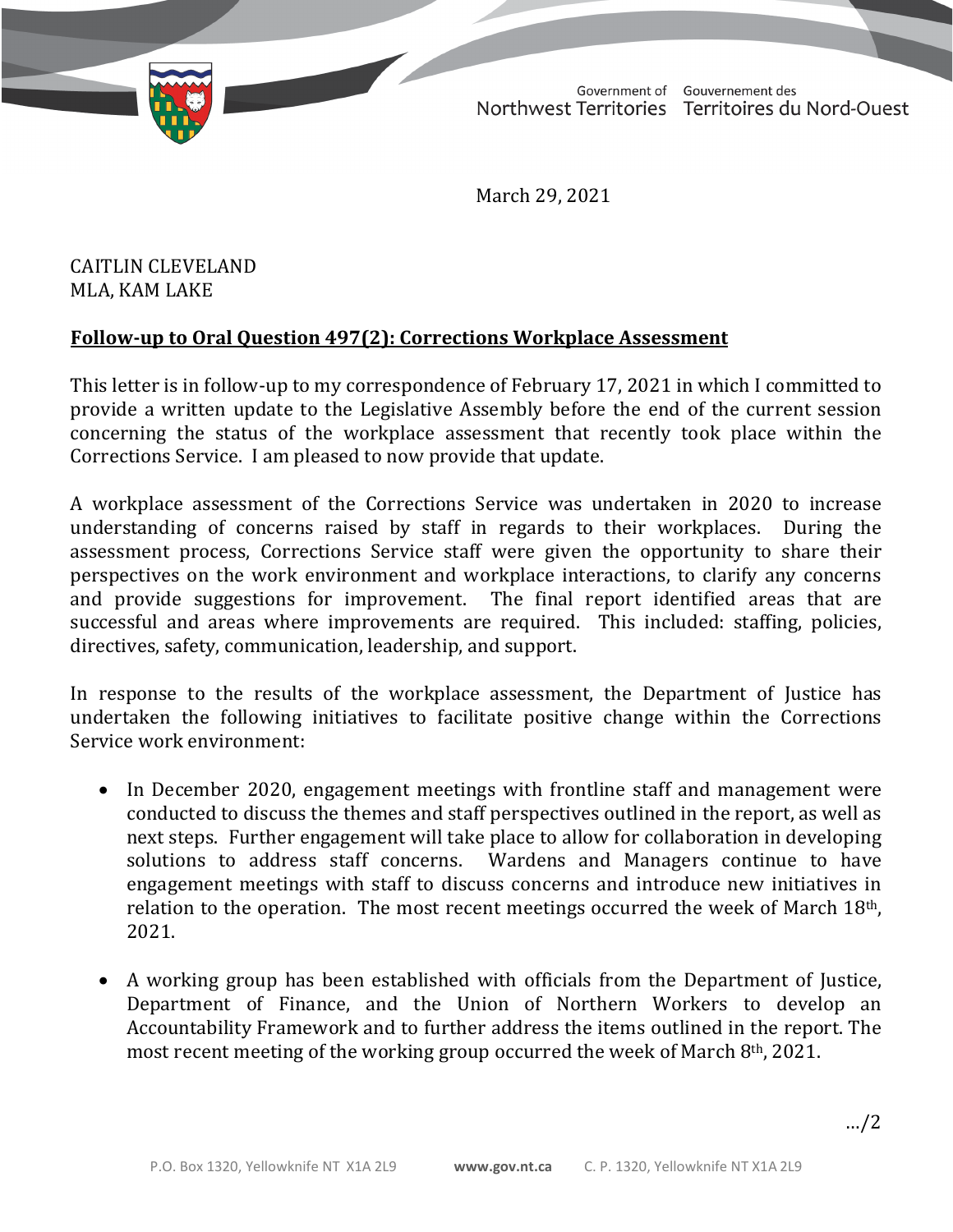Government of Northwest Territories | Gouvernement des Territoires du Nord-Ouest

March 29, 2021

CAITLIN CLEVELAND
MLA, KAM LAKE

**Follow-up to Oral Question 497(2): Corrections Workplace Assessment**

This letter is in follow-up to my correspondence of February 17, 2021 in which I committed to provide a written update to the Legislative Assembly before the end of the current session concerning the status of the workplace assessment that recently took place within the Corrections Service. I am pleased to now provide that update.

A workplace assessment of the Corrections Service was undertaken in 2020 to increase understanding of concerns raised by staff in regards to their workplaces. During the assessment process, Corrections Service staff were given the opportunity to share their perspectives on the work environment and workplace interactions, to clarify any concerns and provide suggestions for improvement. The final report identified areas that are successful and areas where improvements are required. This included: staffing, policies, directives, safety, communication, leadership, and support.

In response to the results of the workplace assessment, the Department of Justice has undertaken the following initiatives to facilitate positive change within the Corrections Service work environment:

- In December 2020, engagement meetings with frontline staff and management were conducted to discuss the themes and staff perspectives outlined in the report, as well as next steps. Further engagement will take place to allow for collaboration in developing solutions to address staff concerns. Wardens and Managers continue to have engagement meetings with staff to discuss concerns and introduce new initiatives in relation to the operation. The most recent meetings occurred the week of March 18th, 2021.

- A working group has been established with officials from the Department of Justice, Department of Finance, and the Union of Northern Workers to develop an Accountability Framework and to further address the items outlined in the report. The most recent meeting of the working group occurred the week of March 8th, 2021.

…/2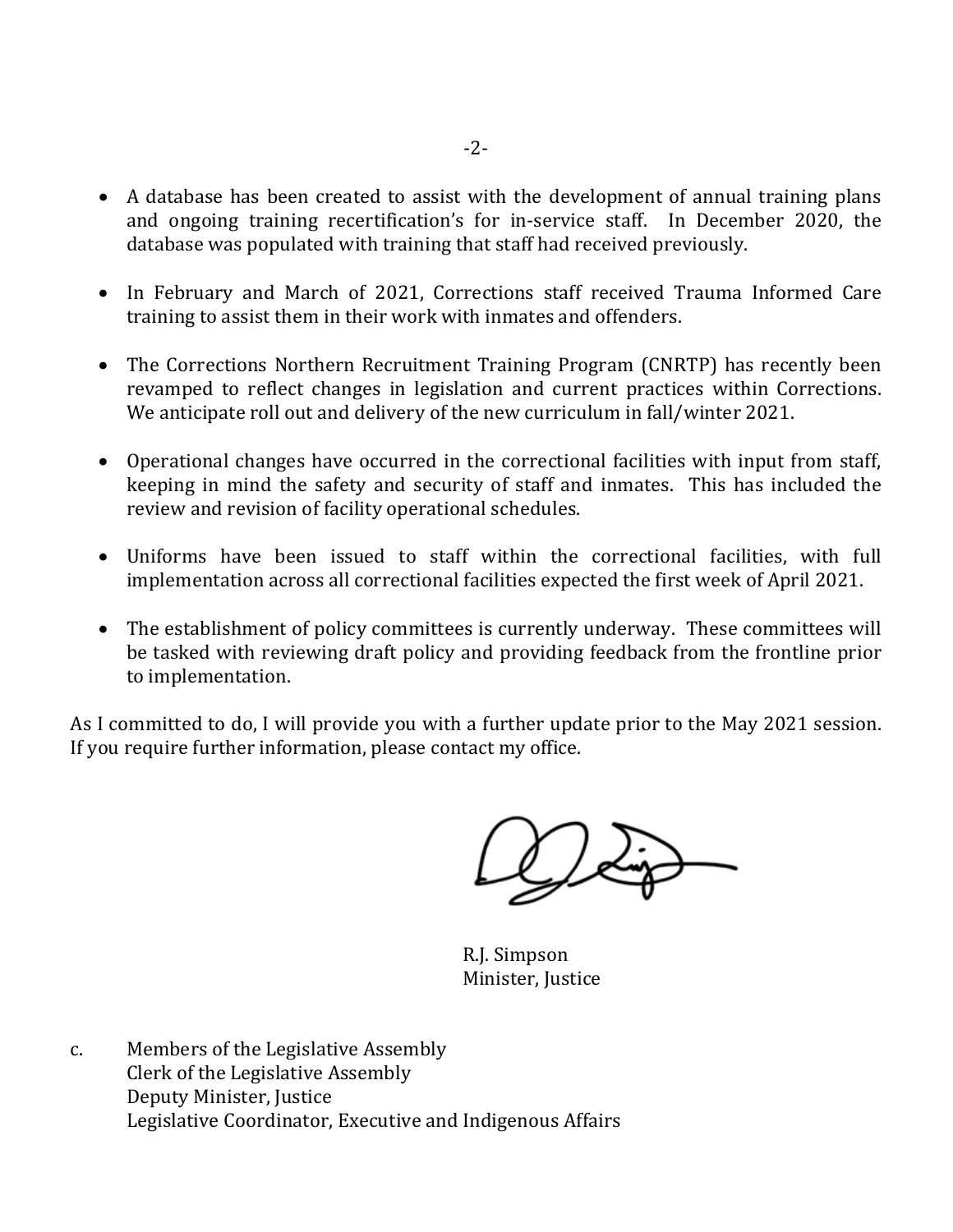- A database has been created to assist with the development of annual training plans and ongoing training recertification's for in-service staff. In December 2020, the database was populated with training that staff had received previously.

- In February and March of 2021, Corrections staff received Trauma Informed Care training to assist them in their work with inmates and offenders.

- The Corrections Northern Recruitment Training Program (CNRTP) has recently been revamped to reflect changes in legislation and current practices within Corrections. We anticipate roll out and delivery of the new curriculum in fall/winter 2021.

- Operational changes have occurred in the correctional facilities with input from staff, keeping in mind the safety and security of staff and inmates. This has included the review and revision of facility operational schedules.

- Uniforms have been issued to staff within the correctional facilities, with full implementation across all correctional facilities expected the first week of April 2021.

- The establishment of policy committees is currently underway. These committees will be tasked with reviewing draft policy and providing feedback from the frontline prior to implementation.

As I committed to do, I will provide you with a further update prior to the May 2021 session. If you require further information, please contact my office.

R.J. Simpson
Minister, Justice

c. Members of the Legislative Assembly
Clerk of the Legislative Assembly
Deputy Minister, Justice
Legislative Coordinator, Executive and Indigenous Affairs